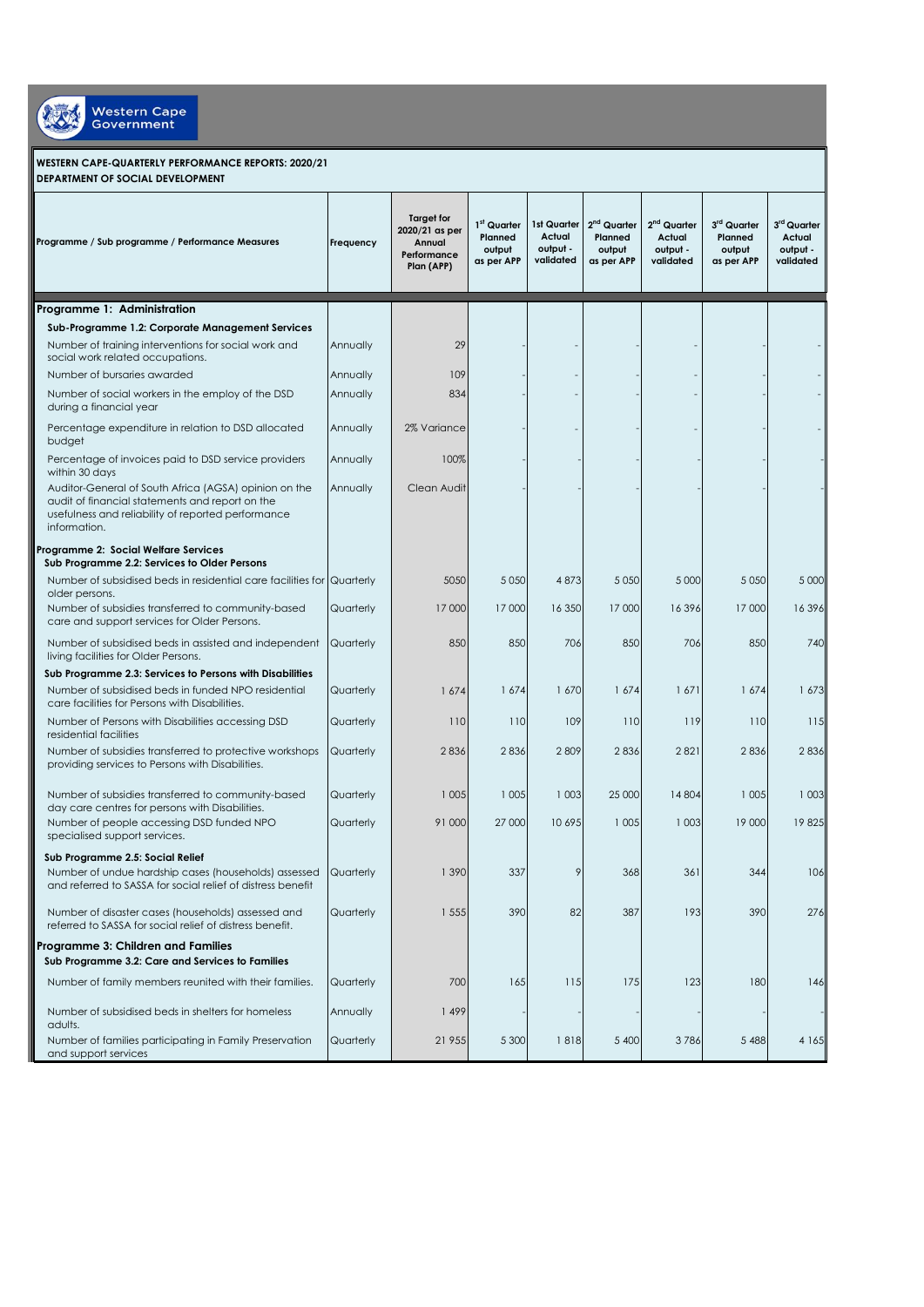Western Cape Government

**WESTERN CAPE-QUARTERLY PERFORMANCE REPORTS: 2020/21**
**DEPARTMENT OF SOCIAL DEVELOPMENT**

| Programme / Sub programme / Performance Measures | Frequency | Target for 2020/21 as per Annual Performance Plan (APP) | 1st Quarter Planned output as per APP | 1st Quarter Actual output - validated | 2nd Quarter Planned output as per APP | 2nd Quarter Actual output - validated | 3rd Quarter Planned output as per APP | 3rd Quarter Actual output - validated |
|---|---|---|---|---|---|---|---|---|
| **Programme 1: Administration** | | | | | | | | |
| **Sub-Programme 1.2: Corporate Management Services** | | | | | | | | |
| Number of training interventions for social work and social work related occupations. | Annually | 29 | - | - | - | - | - | - |
| Number of bursaries awarded | Annually | 109 | - | - | - | - | - | - |
| Number of social workers in the employ of the DSD during a financial year | Annually | 834 | - | - | - | - | - | - |
| Percentage expenditure in relation to DSD allocated budget | Annually | 2% Variance | - | - | - | - | - | - |
| Percentage of invoices paid to DSD service providers within 30 days | Annually | 100% | - | - | - | - | - | - |
| Auditor-General of South Africa (AGSA) opinion on the audit of financial statements and report on the usefulness and reliability of reported performance information. | Annually | Clean Audit | - | - | - | - | - | - |
| **Programme 2: Social Welfare Services** | | | | | | | | |
| **Sub Programme 2.2: Services to Older Persons** | | | | | | | | |
| Number of subsidised beds in residential care facilities for older persons. | Quarterly | 5050 | 5 050 | 4 873 | 5 050 | 5 000 | 5 050 | 5 000 |
| Number of subsidies transferred to community-based care and support services for Older Persons. | Quarterly | 17 000 | 17 000 | 16 350 | 17 000 | 16 396 | 17 000 | 16 396 |
| Number of subsidised beds in assisted and independent living facilities for Older Persons. | Quarterly | 850 | 850 | 706 | 850 | 706 | 850 | 740 |
| **Sub Programme 2.3: Services to Persons with Disabilities** | | | | | | | | |
| Number of subsidised beds in funded NPO residential care facilities for Persons with Disabilities. | Quarterly | 1 674 | 1 674 | 1 670 | 1 674 | 1 671 | 1 674 | 1 673 |
| Number of Persons with Disabilities accessing DSD residential facilities | Quarterly | 110 | 110 | 109 | 110 | 119 | 110 | 115 |
| Number of subsidies transferred to protective workshops providing services to Persons with Disabilities. | Quarterly | 2 836 | 2 836 | 2 809 | 2 836 | 2 821 | 2 836 | 2 836 |
| Number of subsidies transferred to community-based day care centres for persons with Disabilities. | Quarterly | 1 005 | 1 005 | 1 003 | 25 000 | 14 804 | 1 005 | 1 003 |
| Number of people accessing DSD funded NPO specialised support services. | Quarterly | 91 000 | 27 000 | 10 695 | 1 005 | 1 003 | 19 000 | 19 825 |
| **Sub Programme 2.5: Social Relief** | | | | | | | | |
| Number of undue hardship cases (households) assessed and referred to SASSA for social relief of distress benefit | Quarterly | 1 390 | 337 | 9 | 368 | 361 | 344 | 106 |
| Number of disaster cases (households) assessed and referred to SASSA for social relief of distress benefit. | Quarterly | 1 555 | 390 | 82 | 387 | 193 | 390 | 276 |
| **Programme 3: Children and Families** | | | | | | | | |
| **Sub Programme 3.2: Care and Services to Families** | | | | | | | | |
| Number of family members reunited with their families. | Quarterly | 700 | 165 | 115 | 175 | 123 | 180 | 146 |
| Number of subsidised beds in shelters for homeless adults. | Annually | 1 499 | - | - | - | - | - | - |
| Number of families participating in Family Preservation and support services | Quarterly | 21 955 | 5 300 | 1 818 | 5 400 | 3 786 | 5 488 | 4 165 |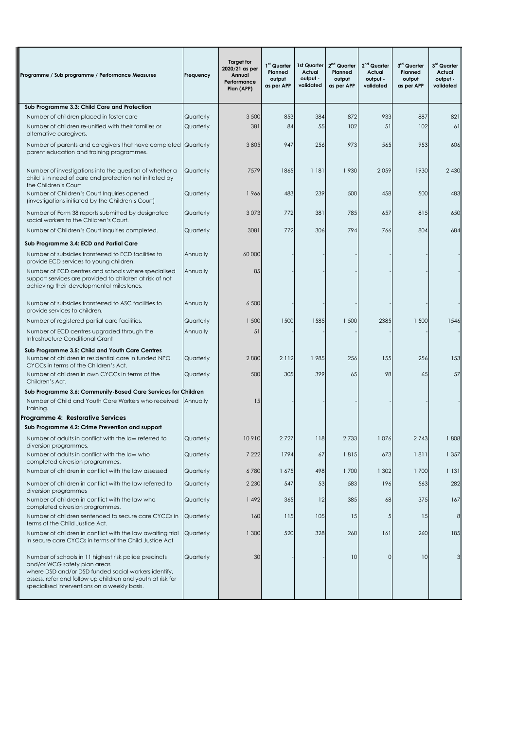| Programme / Sub programme / Performance Measures | Frequency | Target for 2020/21 as per Annual Performance Plan (APP) | 1st Quarter Planned output as per APP | 1st Quarter Actual output - validated | 2nd Quarter Planned output as per APP | 2nd Quarter Actual output - validated | 3rd Quarter Planned output as per APP | 3rd Quarter Actual output - validated |
|---|---|---|---|---|---|---|---|---|
| **Sub Programme 3.3: Child Care and Protection** | | | | | | | | |
| Number of children placed in foster care | Quarterly | 3 500 | 853 | 384 | 872 | 933 | 887 | 821 |
| Number of children re-unified with their families or alternative caregivers. | Quarterly | 381 | 84 | 55 | 102 | 51 | 102 | 61 |
| Number of parents and caregivers that have completed parent education and training programmes. | Quarterly | 3 805 | 947 | 256 | 973 | 565 | 953 | 606 |
| Number of investigations into the question of whether a child is in need of care and protection not initiated by the Children's Court | Quarterly | 7579 | 1865 | 1 181 | 1 930 | 2 059 | 1930 | 2 430 |
| Number of Children's Court Inquiries opened (investigations initiated by the Children's Court) | Quarterly | 1 966 | 483 | 239 | 500 | 458 | 500 | 483 |
| Number of Form 38 reports submitted by designated social workers to the Children's Court. | Quarterly | 3 073 | 772 | 381 | 785 | 657 | 815 | 650 |
| Number of Children's Court inquiries completed. | Quarterly | 3081 | 772 | 306 | 794 | 766 | 804 | 684 |
| **Sub Programme 3.4: ECD and Partial Care** | | | | | | | | |
| Number of subsidies transferred to ECD facilities to provide ECD services to young children. | Annually | 60 000 | - | - | - | - | - | - |
| Number of ECD centres and schools where specialised support services are provided to children at risk of not achieving their developmental milestones. | Annually | 85 | - | - | - | - | - | - |
| Number of subsidies transferred to ASC facilities to provide services to children. | Annually | 6 500 | - | - | - | - | - | - |
| Number of registered partial care facilities. | Quarterly | 1 500 | 1500 | 1585 | 1 500 | 2385 | 1 500 | 1546 |
| Number of ECD centres upgraded through the Infrastructure Conditional Grant | Annually | 51 | - | - | - | - | - | - |
| **Sub Programme 3.5: Child and Youth Care Centres** | | | | | | | | |
| Number of children in residential care in funded NPO CYCCs in terms of the Children's Act. | Quarterly | 2 880 | 2 112 | 1 985 | 256 | 155 | 256 | 153 |
| Number of children in own CYCCs in terms of the Children's Act. | Quarterly | 500 | 305 | 399 | 65 | 98 | 65 | 57 |
| **Sub Programme 3.6: Community-Based Care Services for Children** | | | | | | | | |
| Number of Child and Youth Care Workers who received training. | Annually | 15 | - | - | - | - | - | - |
| **Programme 4: Restorative Services** | | | | | | | | |
| **Sub Programme 4.2: Crime Prevention and support** | | | | | | | | |
| Number of adults in conflict with the law referred to diversion programmes. | Quarterly | 10 910 | 2 727 | 118 | 2 733 | 1 076 | 2 743 | 1 808 |
| Number of adults in conflict with the law who completed diversion programmes. | Quarterly | 7 222 | 1794 | 67 | 1 815 | 673 | 1 811 | 1 357 |
| Number of children in conflict with the law assessed | Quarterly | 6 780 | 1 675 | 498 | 1 700 | 1 302 | 1 700 | 1 131 |
| Number of children in conflict with the law referred to diversion programmes | Quarterly | 2 230 | 547 | 53 | 583 | 196 | 563 | 282 |
| Number of children in conflict with the law who completed diversion programmes. | Quarterly | 1 492 | 365 | 12 | 385 | 68 | 375 | 167 |
| Number of children sentenced to secure care CYCCs in terms of the Child Justice Act. | Quarterly | 160 | 115 | 105 | 15 | 5 | 15 | 8 |
| Number of children in conflict with the law awaiting trial in secure care CYCCs in terms of the Child Justice Act | Quarterly | 1 300 | 520 | 328 | 260 | 161 | 260 | 185 |
| Number of schools in 11 highest risk police precincts and/or WCG safety plan areas where DSD and/or DSD funded social workers identify, assess, refer and follow up children and youth at risk for specialised interventions on a weekly basis. | Quarterly | 30 | - | - | 10 | 0 | 10 | 3 |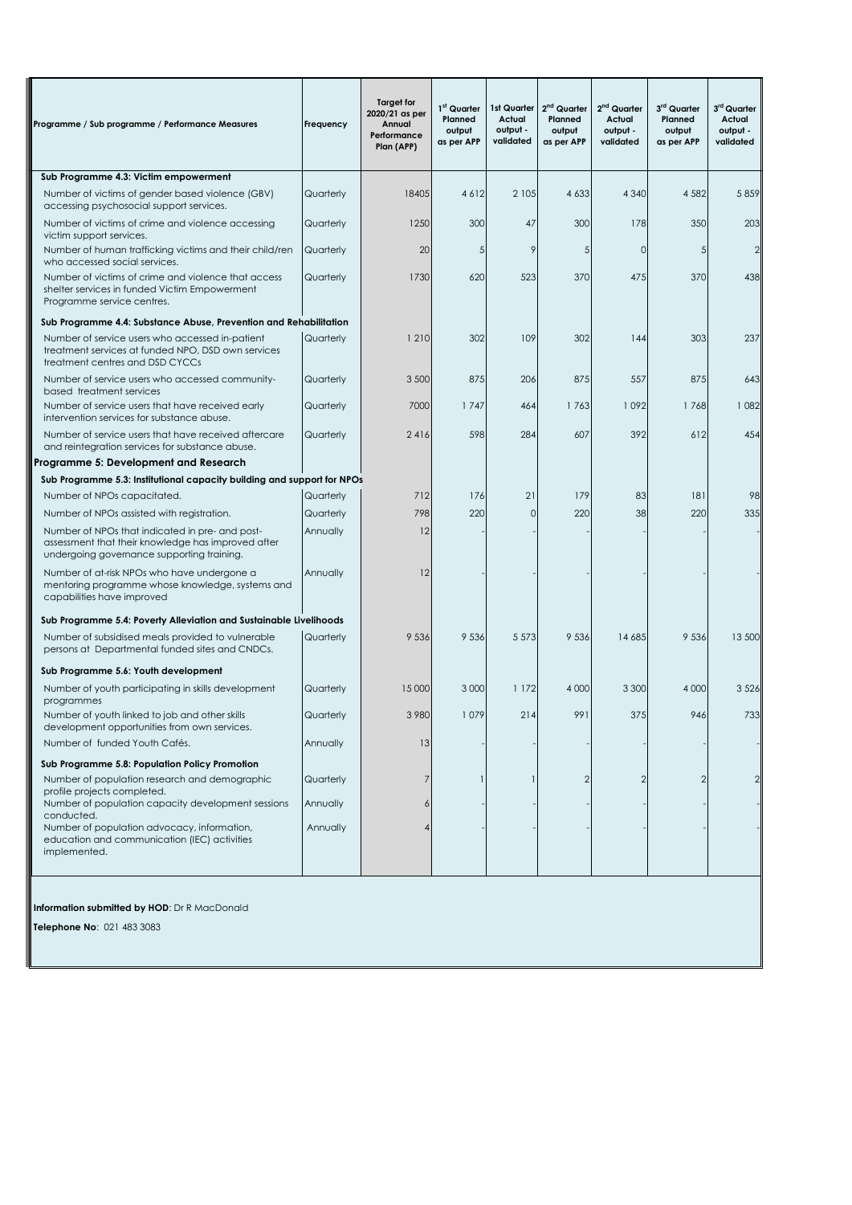| Programme / Sub programme / Performance Measures | Frequency | Target for 2020/21 as per Annual Performance Plan (APP) | 1st Quarter Planned output as per APP | 1st Quarter Actual output - validated | 2nd Quarter Planned output as per APP | 2nd Quarter Actual output - validated | 3rd Quarter Planned output as per APP | 3rd Quarter Actual output - validated |
|---|---|---|---|---|---|---|---|---|
| **Sub Programme 4.3: Victim empowerment** | | | | | | | | |
| Number of victims of gender based violence (GBV) accessing psychosocial support services. | Quarterly | 18405 | 4 612 | 2 105 | 4 633 | 4 340 | 4 582 | 5 859 |
| Number of victims of crime and violence accessing victim support services. | Quarterly | 1250 | 300 | 47 | 300 | 178 | 350 | 203 |
| Number of human trafficking victims and their child/ren who accessed social services. | Quarterly | 20 | 5 | 9 | 5 | 0 | 5 | 2 |
| Number of victims of crime and violence that access shelter services in funded Victim Empowerment Programme service centres. | Quarterly | 1730 | 620 | 523 | 370 | 475 | 370 | 438 |
| **Sub Programme 4.4: Substance Abuse, Prevention and Rehabilitation** | | | | | | | | |
| Number of service users who accessed in-patient treatment services at funded NPO, DSD own services treatment centres and DSD CYCCs | Quarterly | 1 210 | 302 | 109 | 302 | 144 | 303 | 237 |
| Number of service users who accessed community-based treatment services | Quarterly | 3 500 | 875 | 206 | 875 | 557 | 875 | 643 |
| Number of service users that have received early intervention services for substance abuse. | Quarterly | 7000 | 1 747 | 464 | 1 763 | 1 092 | 1 768 | 1 082 |
| Number of service users that have received aftercare and reintegration services for substance abuse. | Quarterly | 2 416 | 598 | 284 | 607 | 392 | 612 | 454 |
| **Programme 5: Development and Research** | | | | | | | | |
| **Sub Programme 5.3: Institutional capacity building and support for NPOs** | | | | | | | | |
| Number of NPOs capacitated. | Quarterly | 712 | 176 | 21 | 179 | 83 | 181 | 98 |
| Number of NPOs assisted with registration. | Quarterly | 798 | 220 | 0 | 220 | 38 | 220 | 335 |
| Number of NPOs that indicated in pre- and post-assessment that their knowledge has improved after undergoing governance supporting training. | Annually | 12 | - | - | - | - | - | - |
| Number of at-risk NPOs who have undergone a mentoring programme whose knowledge, systems and capabilities have improved | Annually | 12 | - | - | - | - | - | - |
| **Sub Programme 5.4: Poverty Alleviation and Sustainable Livelihoods** | | | | | | | | |
| Number of subsidised meals provided to vulnerable persons at Departmental funded sites and CNDCs. | Quarterly | 9 536 | 9 536 | 5 573 | 9 536 | 14 685 | 9 536 | 13 500 |
| **Sub Programme 5.6: Youth development** | | | | | | | | |
| Number of youth participating in skills development programmes | Quarterly | 15 000 | 3 000 | 1 172 | 4 000 | 3 300 | 4 000 | 3 526 |
| Number of youth linked to job and other skills development opportunities from own services. | Quarterly | 3 980 | 1 079 | 214 | 991 | 375 | 946 | 733 |
| Number of funded Youth Cafés. | Annually | 13 | - | - | - | - | - | - |
| **Sub Programme 5.8: Population Policy Promotion** | | | | | | | | |
| Number of population research and demographic profile projects completed. | Quarterly | 7 | 1 | 1 | 2 | 2 | 2 | 2 |
| Number of population capacity development sessions conducted. | Annually | 6 | - | - | - | - | - | - |
| Number of population advocacy, information, education and communication (IEC) activities implemented. | Annually | 4 | - | - | - | - | - | - |

**Information submitted by HOD**: Dr R MacDonald

**Telephone No**: 021 483 3083